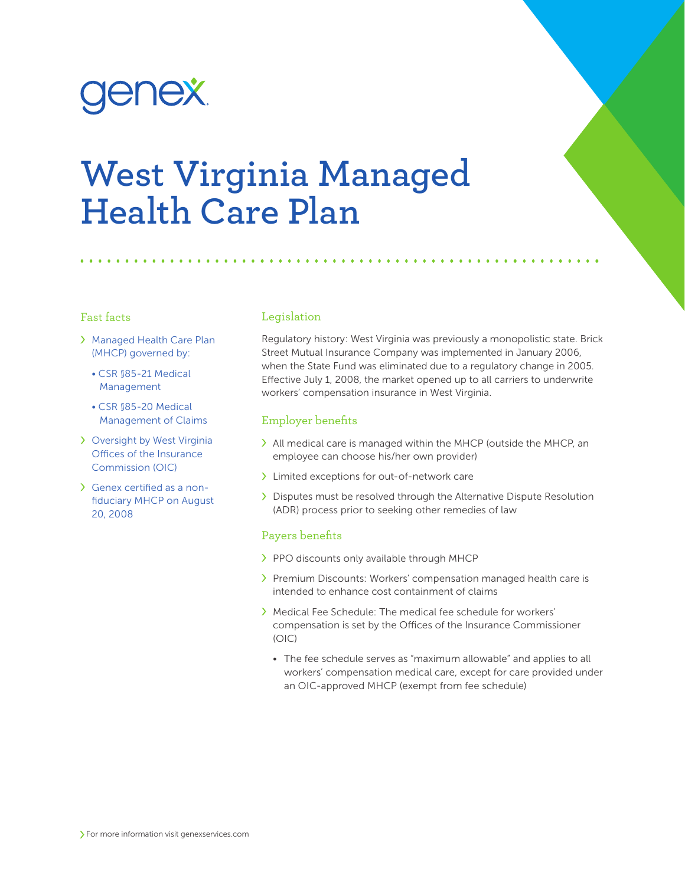genex

# West Virginia Managed Health Care Plan

## Fast facts

- Managed Health Care Plan (MHCP) governed by:
  - CSR §85-21 Medical Management
  - CSR §85-20 Medical Management of Claims
- Oversight by West Virginia Offices of the Insurance Commission (OIC)
- Genex certified as a non-fiduciary MHCP on August 20, 2008

## Legislation

Regulatory history: West Virginia was previously a monopolistic state. Brick Street Mutual Insurance Company was implemented in January 2006, when the State Fund was eliminated due to a regulatory change in 2005. Effective July 1, 2008, the market opened up to all carriers to underwrite workers' compensation insurance in West Virginia.

## Employer benefits

- All medical care is managed within the MHCP (outside the MHCP, an employee can choose his/her own provider)
- Limited exceptions for out-of-network care
- Disputes must be resolved through the Alternative Dispute Resolution (ADR) process prior to seeking other remedies of law

## Payers benefits

- PPO discounts only available through MHCP
- Premium Discounts: Workers' compensation managed health care is intended to enhance cost containment of claims
- Medical Fee Schedule: The medical fee schedule for workers' compensation is set by the Offices of the Insurance Commissioner (OIC)
  - The fee schedule serves as "maximum allowable" and applies to all workers' compensation medical care, except for care provided under an OIC-approved MHCP (exempt from fee schedule)

For more information visit genexservices.com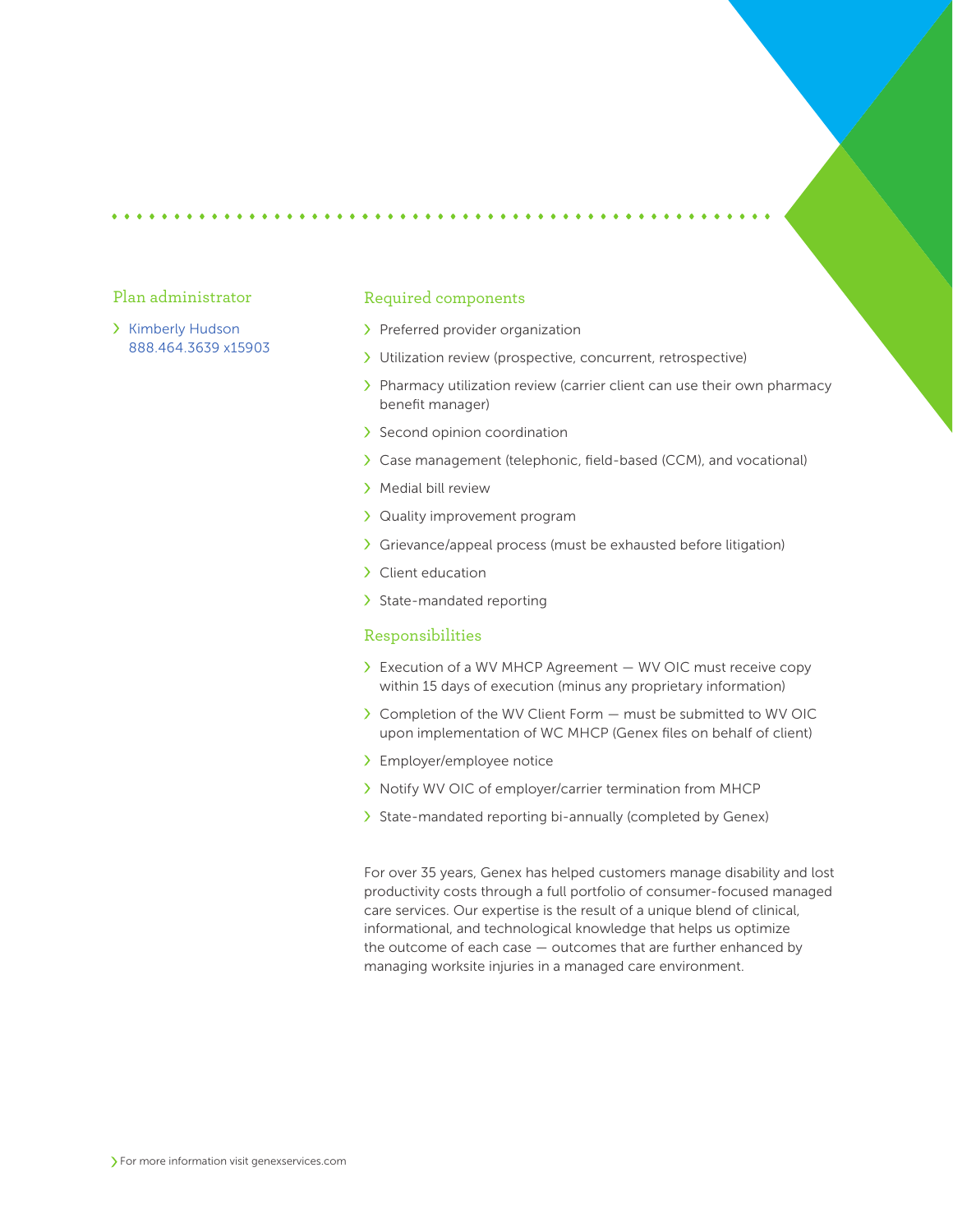## Plan administrator

- Kimberly Hudson
  888.464.3639 x15903

## Required components

- Preferred provider organization
- Utilization review (prospective, concurrent, retrospective)
- Pharmacy utilization review (carrier client can use their own pharmacy benefit manager)
- Second opinion coordination
- Case management (telephonic, field-based (CCM), and vocational)
- Medial bill review
- Quality improvement program
- Grievance/appeal process (must be exhausted before litigation)
- Client education
- State-mandated reporting

## Responsibilities

- Execution of a WV MHCP Agreement — WV OIC must receive copy within 15 days of execution (minus any proprietary information)
- Completion of the WV Client Form — must be submitted to WV OIC upon implementation of WC MHCP (Genex files on behalf of client)
- Employer/employee notice
- Notify WV OIC of employer/carrier termination from MHCP
- State-mandated reporting bi-annually (completed by Genex)

For over 35 years, Genex has helped customers manage disability and lost productivity costs through a full portfolio of consumer-focused managed care services. Our expertise is the result of a unique blend of clinical, informational, and technological knowledge that helps us optimize the outcome of each case — outcomes that are further enhanced by managing worksite injuries in a managed care environment.

For more information visit genexservices.com